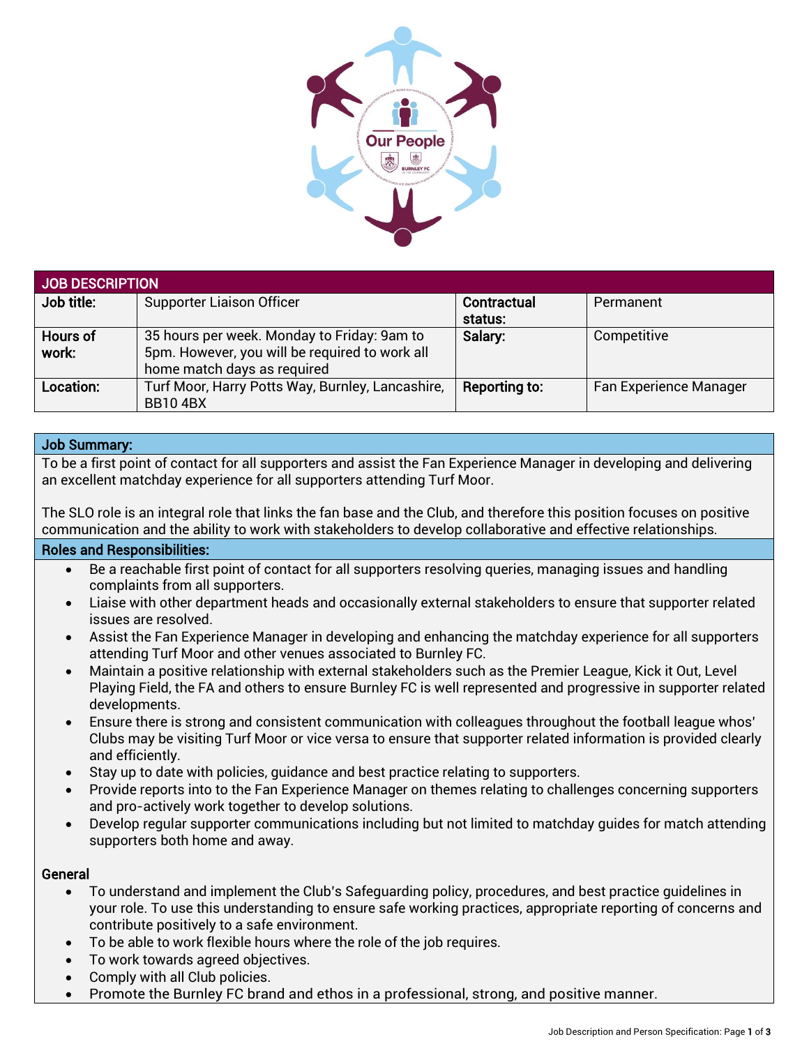| JOB DESCRIPTION | | | |
|---|---|---|---|
| **Job title:** | Supporter Liaison Officer | **Contractual status:** | Permanent |
| **Hours of work:** | 35 hours per week. Monday to Friday: 9am to 5pm. However, you will be required to work all home match days as required | **Salary:** | Competitive |
| **Location:** | Turf Moor, Harry Potts Way, Burnley, Lancashire, BB10 4BX | **Reporting to:** | Fan Experience Manager |

## Job Summary:

To be a first point of contact for all supporters and assist the Fan Experience Manager in developing and delivering an excellent matchday experience for all supporters attending Turf Moor.

The SLO role is an integral role that links the fan base and the Club, and therefore this position focuses on positive communication and the ability to work with stakeholders to develop collaborative and effective relationships.

## Roles and Responsibilities:

- Be a reachable first point of contact for all supporters resolving queries, managing issues and handling complaints from all supporters.
- Liaise with other department heads and occasionally external stakeholders to ensure that supporter related issues are resolved.
- Assist the Fan Experience Manager in developing and enhancing the matchday experience for all supporters attending Turf Moor and other venues associated to Burnley FC.
- Maintain a positive relationship with external stakeholders such as the Premier League, Kick it Out, Level Playing Field, the FA and others to ensure Burnley FC is well represented and progressive in supporter related developments.
- Ensure there is strong and consistent communication with colleagues throughout the football league whos' Clubs may be visiting Turf Moor or vice versa to ensure that supporter related information is provided clearly and efficiently.
- Stay up to date with policies, guidance and best practice relating to supporters.
- Provide reports into to the Fan Experience Manager on themes relating to challenges concerning supporters and pro-actively work together to develop solutions.
- Develop regular supporter communications including but not limited to matchday guides for match attending supporters both home and away.

### General

- To understand and implement the Club's Safeguarding policy, procedures, and best practice guidelines in your role. To use this understanding to ensure safe working practices, appropriate reporting of concerns and contribute positively to a safe environment.
- To be able to work flexible hours where the role of the job requires.
- To work towards agreed objectives.
- Comply with all Club policies.
- Promote the Burnley FC brand and ethos in a professional, strong, and positive manner.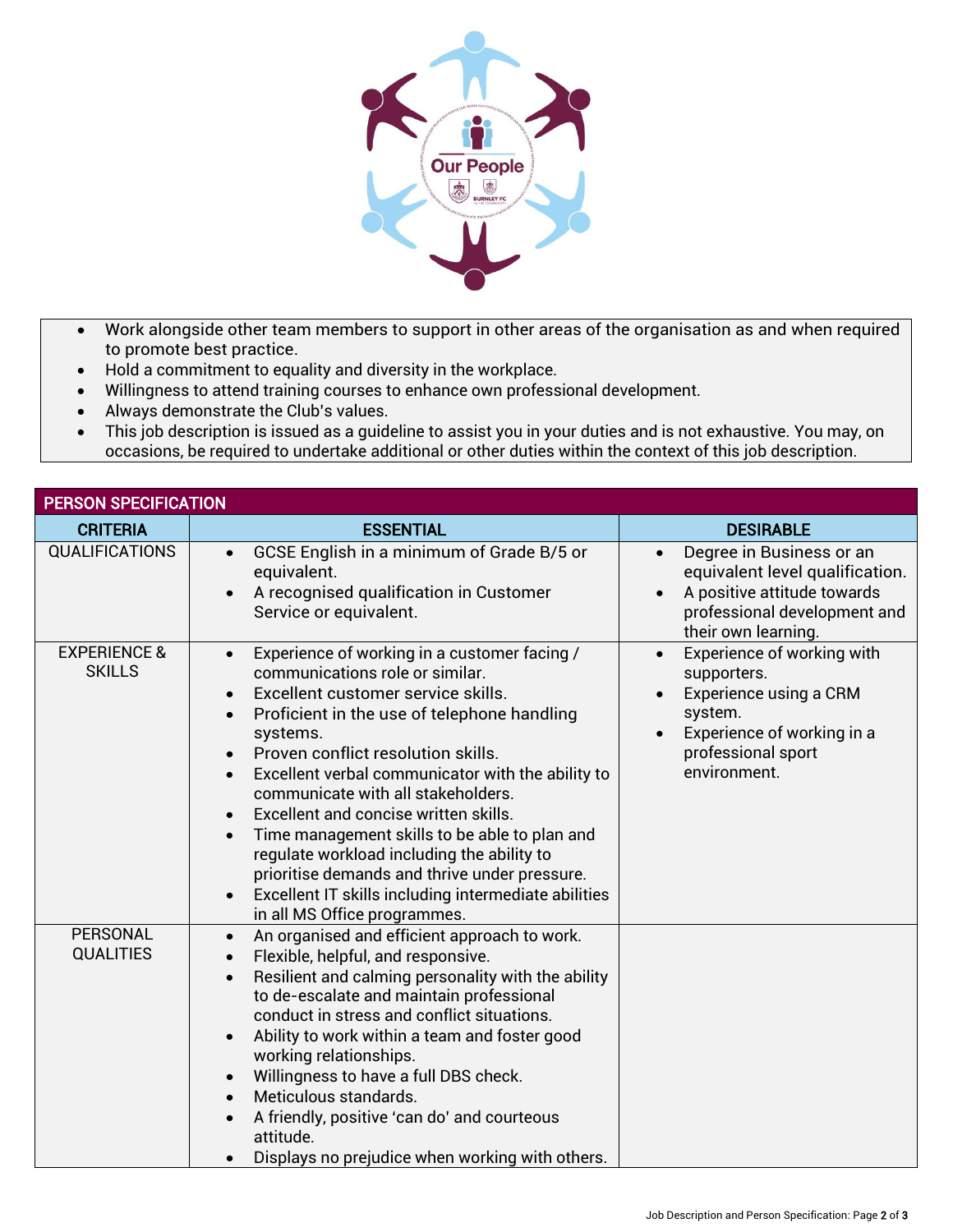- Work alongside other team members to support in other areas of the organisation as and when required to promote best practice.
- Hold a commitment to equality and diversity in the workplace.
- Willingness to attend training courses to enhance own professional development.
- Always demonstrate the Club's values.
- This job description is issued as a guideline to assist you in your duties and is not exhaustive. You may, on occasions, be required to undertake additional or other duties within the context of this job description.

## PERSON SPECIFICATION

| CRITERIA | ESSENTIAL | DESIRABLE |
|---|---|---|
| QUALIFICATIONS | • GCSE English in a minimum of Grade B/5 or equivalent.<br>• A recognised qualification in Customer Service or equivalent. | • Degree in Business or an equivalent level qualification.<br>• A positive attitude towards professional development and their own learning. |
| EXPERIENCE & SKILLS | • Experience of working in a customer facing / communications role or similar.<br>• Excellent customer service skills.<br>• Proficient in the use of telephone handling systems.<br>• Proven conflict resolution skills.<br>• Excellent verbal communicator with the ability to communicate with all stakeholders.<br>• Excellent and concise written skills.<br>• Time management skills to be able to plan and regulate workload including the ability to prioritise demands and thrive under pressure.<br>• Excellent IT skills including intermediate abilities in all MS Office programmes. | • Experience of working with supporters.<br>• Experience using a CRM system.<br>• Experience of working in a professional sport environment. |
| PERSONAL QUALITIES | • An organised and efficient approach to work.<br>• Flexible, helpful, and responsive.<br>• Resilient and calming personality with the ability to de-escalate and maintain professional conduct in stress and conflict situations.<br>• Ability to work within a team and foster good working relationships.<br>• Willingness to have a full DBS check.<br>• Meticulous standards.<br>• A friendly, positive 'can do' and courteous attitude.<br>• Displays no prejudice when working with others. | |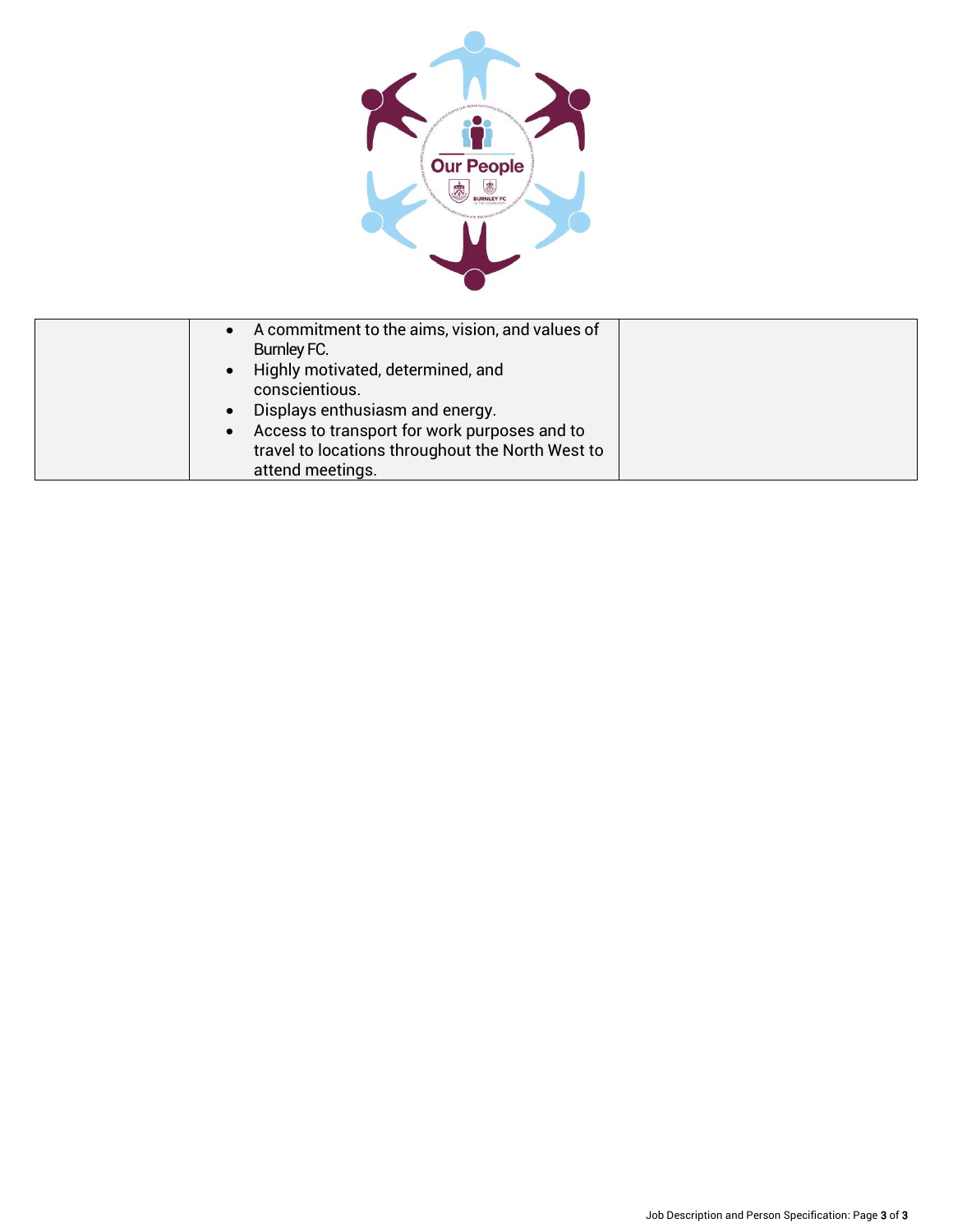| | | |
|---|---|---|
| | • A commitment to the aims, vision, and values of Burnley FC.<br>• Highly motivated, determined, and conscientious.<br>• Displays enthusiasm and energy.<br>• Access to transport for work purposes and to travel to locations throughout the North West to attend meetings. | |